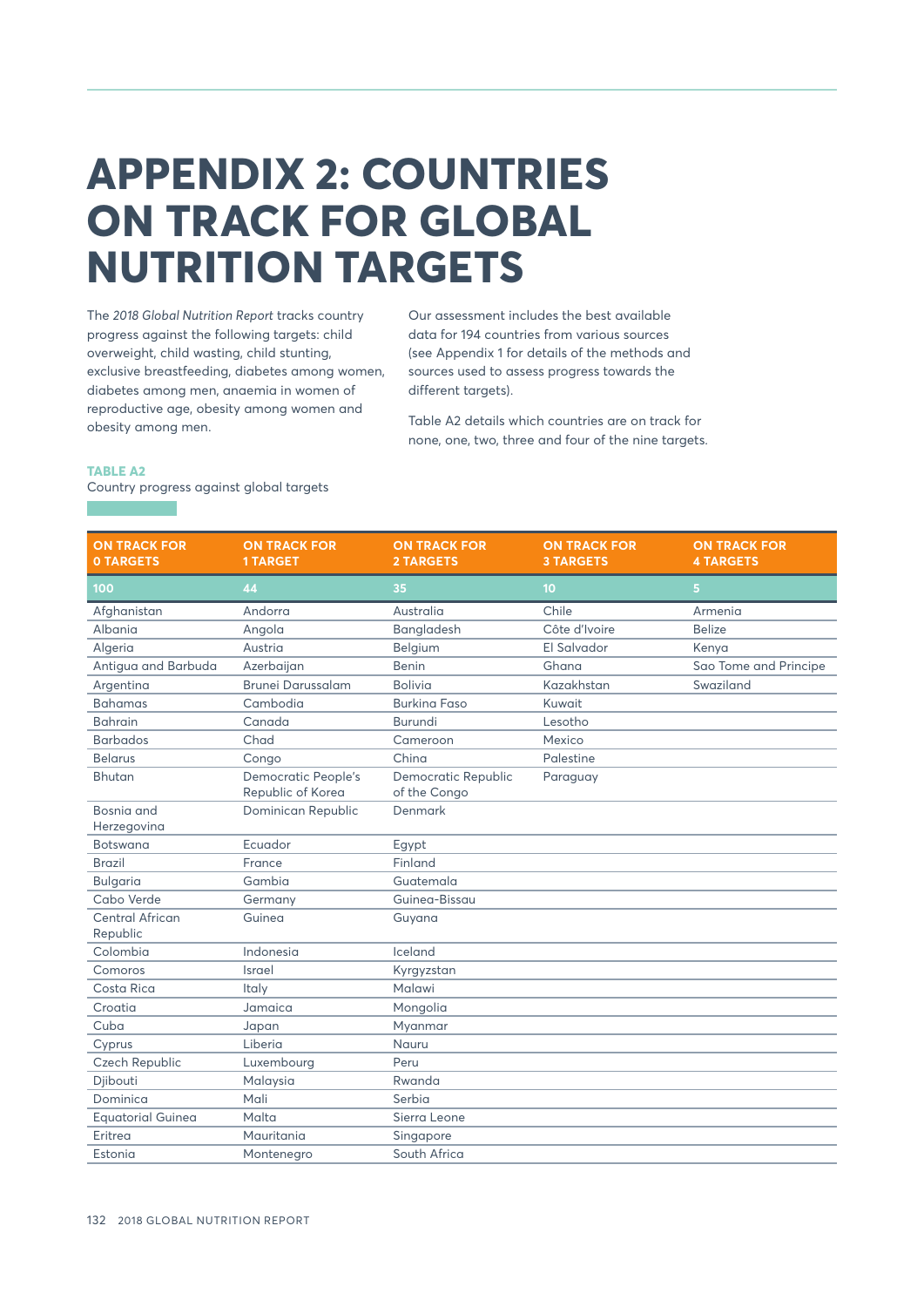# APPENDIX 2: COUNTRIES ON TRACK FOR GLOBAL NUTRITION TARGETS

The *2018 Global Nutrition Report* tracks country progress against the following targets: child overweight, child wasting, child stunting, exclusive breastfeeding, diabetes among women, diabetes among men, anaemia in women of reproductive age, obesity among women and obesity among men.

Our assessment includes the best available data for 194 countries from various sources (see Appendix 1 for details of the methods and sources used to assess progress towards the different targets).

Table A2 details which countries are on track for none, one, two, three and four of the nine targets.

**TABLE A2**
Country progress against global targets

| ON TRACK FOR 0 TARGETS | ON TRACK FOR 1 TARGET | ON TRACK FOR 2 TARGETS | ON TRACK FOR 3 TARGETS | ON TRACK FOR 4 TARGETS |
|---|---|---|---|---|
| 100 | 44 | 35 | 10 | 5 |
| Afghanistan | Andorra | Australia | Chile | Armenia |
| Albania | Angola | Bangladesh | Côte d'Ivoire | Belize |
| Algeria | Austria | Belgium | El Salvador | Kenya |
| Antigua and Barbuda | Azerbaijan | Benin | Ghana | Sao Tome and Principe |
| Argentina | Brunei Darussalam | Bolivia | Kazakhstan | Swaziland |
| Bahamas | Cambodia | Burkina Faso | Kuwait | |
| Bahrain | Canada | Burundi | Lesotho | |
| Barbados | Chad | Cameroon | Mexico | |
| Belarus | Congo | China | Palestine | |
| Bhutan | Democratic People's Republic of Korea | Democratic Republic of the Congo | Paraguay | |
| Bosnia and Herzegovina | Dominican Republic | Denmark | | |
| Botswana | Ecuador | Egypt | | |
| Brazil | France | Finland | | |
| Bulgaria | Gambia | Guatemala | | |
| Cabo Verde | Germany | Guinea-Bissau | | |
| Central African Republic | Guinea | Guyana | | |
| Colombia | Indonesia | Iceland | | |
| Comoros | Israel | Kyrgyzstan | | |
| Costa Rica | Italy | Malawi | | |
| Croatia | Jamaica | Mongolia | | |
| Cuba | Japan | Myanmar | | |
| Cyprus | Liberia | Nauru | | |
| Czech Republic | Luxembourg | Peru | | |
| Djibouti | Malaysia | Rwanda | | |
| Dominica | Mali | Serbia | | |
| Equatorial Guinea | Malta | Sierra Leone | | |
| Eritrea | Mauritania | Singapore | | |
| Estonia | Montenegro | South Africa | | |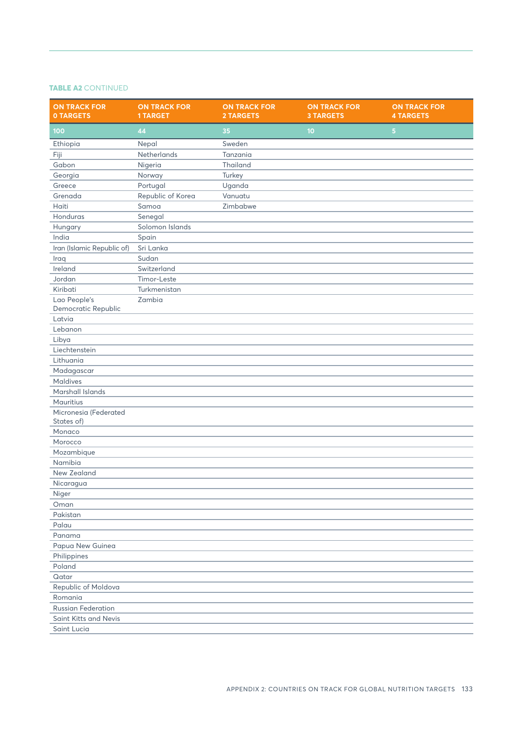**TABLE A2** CONTINUED

| ON TRACK FOR 0 TARGETS | ON TRACK FOR 1 TARGET | ON TRACK FOR 2 TARGETS | ON TRACK FOR 3 TARGETS | ON TRACK FOR 4 TARGETS |
|---|---|---|---|---|
| 100 | 44 | 35 | 10 | 5 |
| Ethiopia | Nepal | Sweden | | |
| Fiji | Netherlands | Tanzania | | |
| Gabon | Nigeria | Thailand | | |
| Georgia | Norway | Turkey | | |
| Greece | Portugal | Uganda | | |
| Grenada | Republic of Korea | Vanuatu | | |
| Haiti | Samoa | Zimbabwe | | |
| Honduras | Senegal | | | |
| Hungary | Solomon Islands | | | |
| India | Spain | | | |
| Iran (Islamic Republic of) | Sri Lanka | | | |
| Iraq | Sudan | | | |
| Ireland | Switzerland | | | |
| Jordan | Timor-Leste | | | |
| Kiribati | Turkmenistan | | | |
| Lao People's Democratic Republic | Zambia | | | |
| Latvia | | | | |
| Lebanon | | | | |
| Libya | | | | |
| Liechtenstein | | | | |
| Lithuania | | | | |
| Madagascar | | | | |
| Maldives | | | | |
| Marshall Islands | | | | |
| Mauritius | | | | |
| Micronesia (Federated States of) | | | | |
| Monaco | | | | |
| Morocco | | | | |
| Mozambique | | | | |
| Namibia | | | | |
| New Zealand | | | | |
| Nicaragua | | | | |
| Niger | | | | |
| Oman | | | | |
| Pakistan | | | | |
| Palau | | | | |
| Panama | | | | |
| Papua New Guinea | | | | |
| Philippines | | | | |
| Poland | | | | |
| Qatar | | | | |
| Republic of Moldova | | | | |
| Romania | | | | |
| Russian Federation | | | | |
| Saint Kitts and Nevis | | | | |
| Saint Lucia | | | | |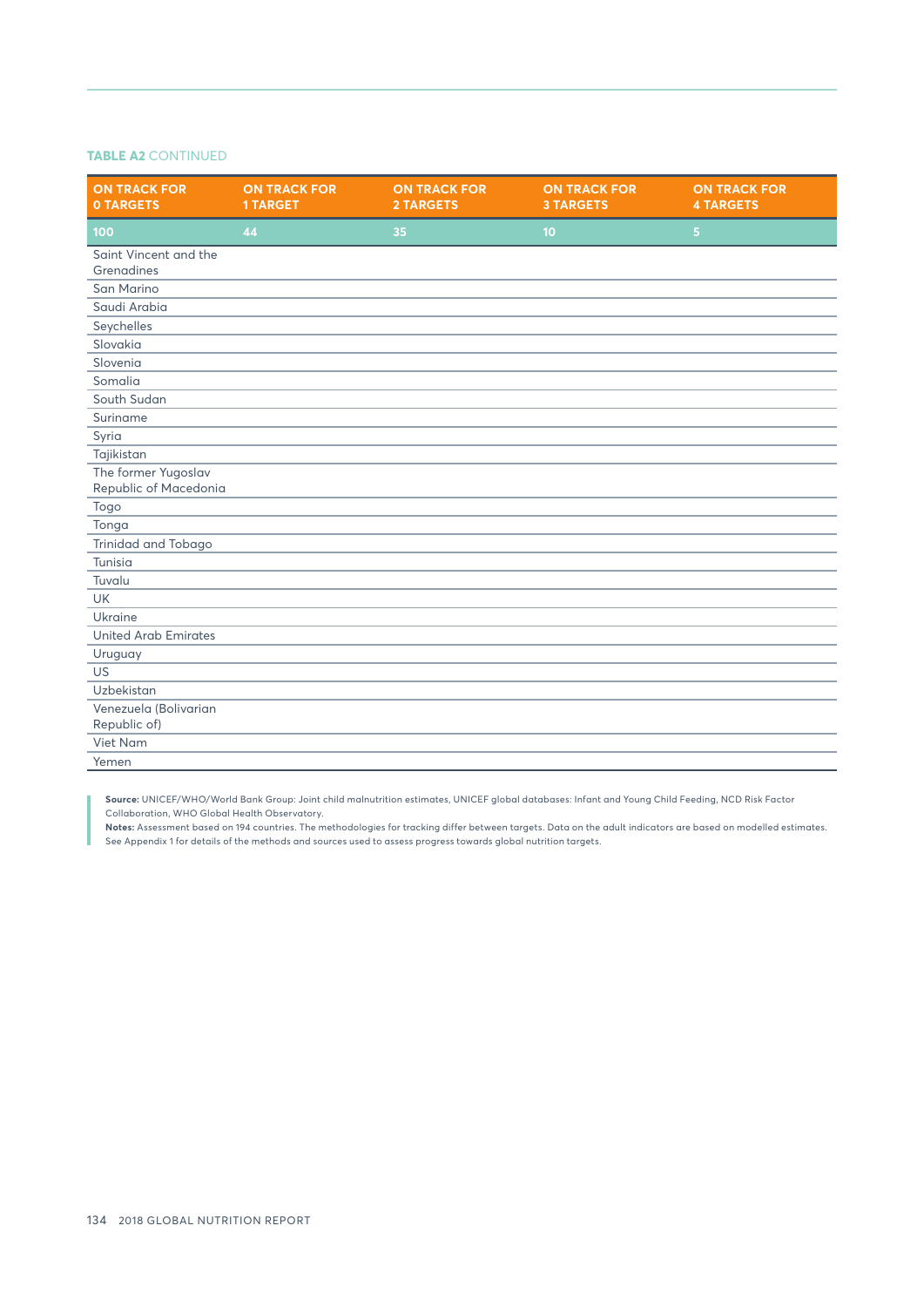**TABLE A2** CONTINUED

| ON TRACK FOR 0 TARGETS | ON TRACK FOR 1 TARGET | ON TRACK FOR 2 TARGETS | ON TRACK FOR 3 TARGETS | ON TRACK FOR 4 TARGETS |
|---|---|---|---|---|
| 100 | 44 | 35 | 10 | 5 |
| Saint Vincent and the Grenadines | | | | |
| San Marino | | | | |
| Saudi Arabia | | | | |
| Seychelles | | | | |
| Slovakia | | | | |
| Slovenia | | | | |
| Somalia | | | | |
| South Sudan | | | | |
| Suriname | | | | |
| Syria | | | | |
| Tajikistan | | | | |
| The former Yugoslav Republic of Macedonia | | | | |
| Togo | | | | |
| Tonga | | | | |
| Trinidad and Tobago | | | | |
| Tunisia | | | | |
| Tuvalu | | | | |
| UK | | | | |
| Ukraine | | | | |
| United Arab Emirates | | | | |
| Uruguay | | | | |
| US | | | | |
| Uzbekistan | | | | |
| Venezuela (Bolivarian Republic of) | | | | |
| Viet Nam | | | | |
| Yemen | | | | |

**Source:** UNICEF/WHO/World Bank Group: Joint child malnutrition estimates, UNICEF global databases: Infant and Young Child Feeding, NCD Risk Factor Collaboration, WHO Global Health Observatory.
**Notes:** Assessment based on 194 countries. The methodologies for tracking differ between targets. Data on the adult indicators are based on modelled estimates. See Appendix 1 for details of the methods and sources used to assess progress towards global nutrition targets.